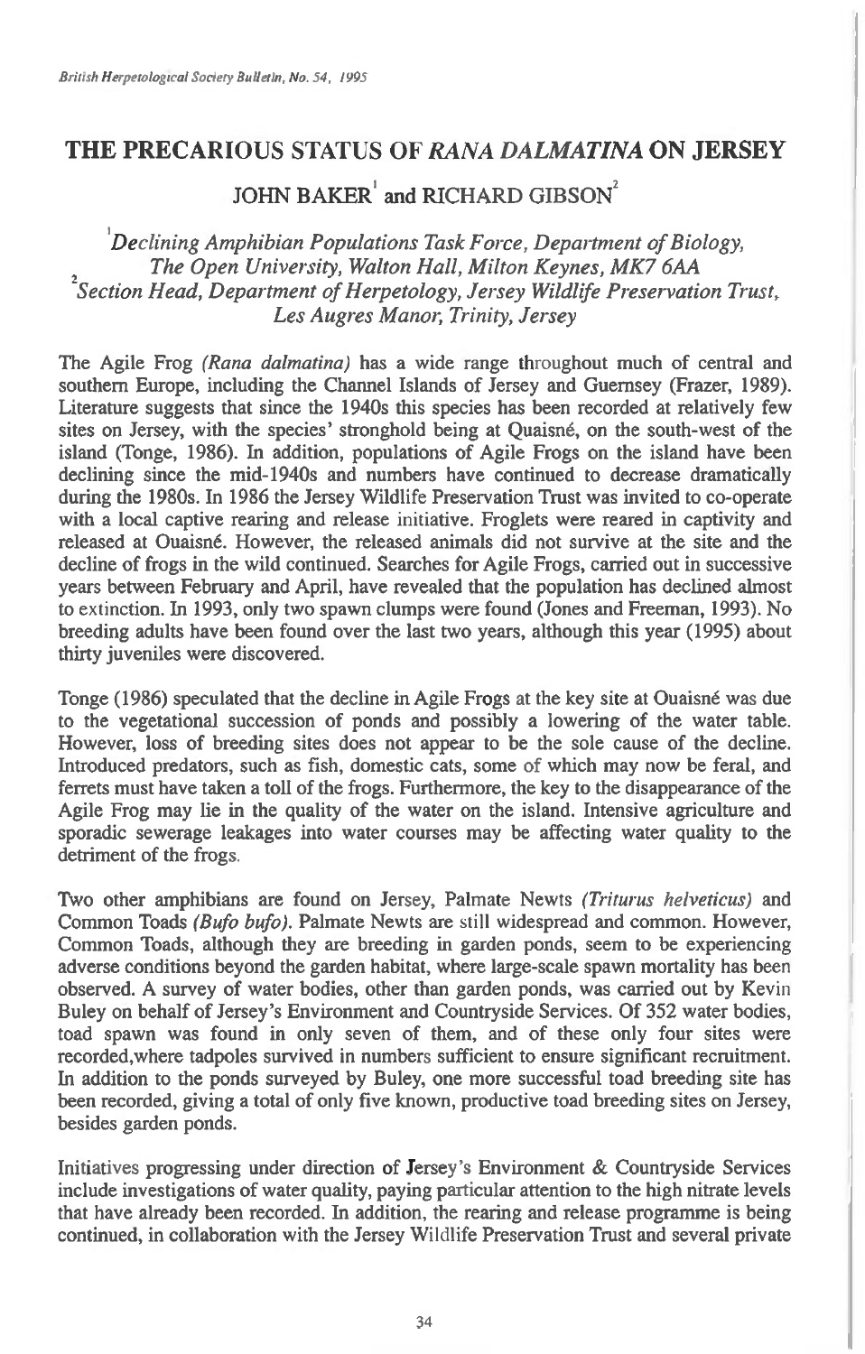# THE PRECARIOUS STATUS OF *RANA DALMATINA* ON JERSEY

## JOHN BAKER[1] and RICHARD GIBSON[2]

[1]*Declining Amphibian Populations Task Force, Department of Biology, The Open University, Walton Hall, Milton Keynes, MK7 6AA*
[2]*Section Head, Department of Herpetology, Jersey Wildlife Preservation Trust, Les Augres Manor, Trinity, Jersey*

The Agile Frog *(Rana dalmatina)* has a wide range throughout much of central and southern Europe, including the Channel Islands of Jersey and Guernsey (Frazer, 1989). Literature suggests that since the 1940s this species has been recorded at relatively few sites on Jersey, with the species' stronghold being at Quaisné, on the south-west of the island (Tonge, 1986). In addition, populations of Agile Frogs on the island have been declining since the mid-1940s and numbers have continued to decrease dramatically during the 1980s. In 1986 the Jersey Wildlife Preservation Trust was invited to co-operate with a local captive rearing and release initiative. Froglets were reared in captivity and released at Ouaisné. However, the released animals did not survive at the site and the decline of frogs in the wild continued. Searches for Agile Frogs, carried out in successive years between February and April, have revealed that the population has declined almost to extinction. In 1993, only two spawn clumps were found (Jones and Freeman, 1993). No breeding adults have been found over the last two years, although this year (1995) about thirty juveniles were discovered.

Tonge (1986) speculated that the decline in Agile Frogs at the key site at Ouaisné was due to the vegetational succession of ponds and possibly a lowering of the water table. However, loss of breeding sites does not appear to be the sole cause of the decline. Introduced predators, such as fish, domestic cats, some of which may now be feral, and ferrets must have taken a toll of the frogs. Furthermore, the key to the disappearance of the Agile Frog may lie in the quality of the water on the island. Intensive agriculture and sporadic sewerage leakages into water courses may be affecting water quality to the detriment of the frogs.

Two other amphibians are found on Jersey, Palmate Newts *(Triturus helveticus)* and Common Toads *(Bufo bufo)*. Palmate Newts are still widespread and common. However, Common Toads, although they are breeding in garden ponds, seem to be experiencing adverse conditions beyond the garden habitat, where large-scale spawn mortality has been observed. A survey of water bodies, other than garden ponds, was carried out by Kevin Buley on behalf of Jersey's Environment and Countryside Services. Of 352 water bodies, toad spawn was found in only seven of them, and of these only four sites were recorded,where tadpoles survived in numbers sufficient to ensure significant recruitment. In addition to the ponds surveyed by Buley, one more successful toad breeding site has been recorded, giving a total of only five known, productive toad breeding sites on Jersey, besides garden ponds.

Initiatives progressing under direction of Jersey's Environment & Countryside Services include investigations of water quality, paying particular attention to the high nitrate levels that have already been recorded. In addition, the rearing and release programme is being continued, in collaboration with the Jersey Wildlife Preservation Trust and several private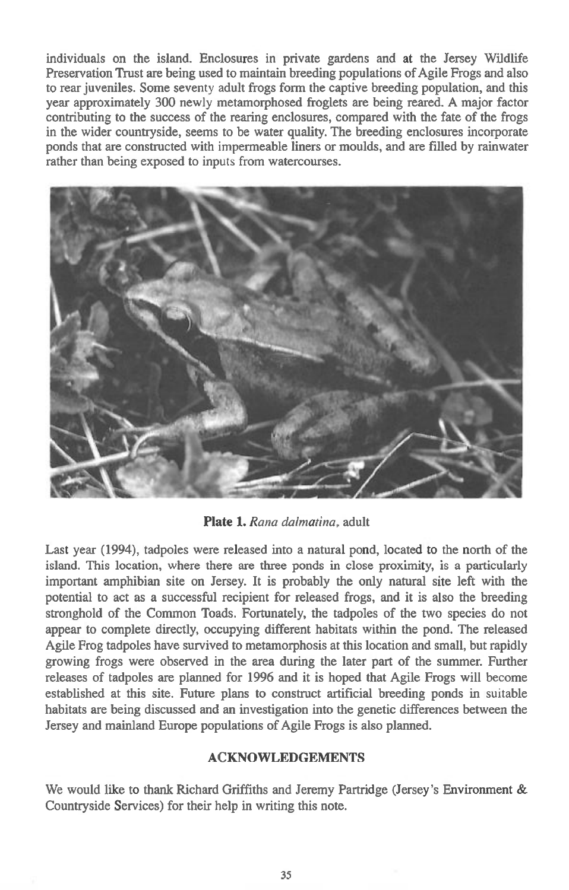individuals on the island. Enclosures in private gardens and at the Jersey Wildlife Preservation Trust are being used to maintain breeding populations of Agile Frogs and also to rear juveniles. Some seventy adult frogs form the captive breeding population, and this year approximately 300 newly metamorphosed froglets are being reared. A major factor contributing to the success of the rearing enclosures, compared with the fate of the frogs in the wider countryside, seems to be water quality. The breeding enclosures incorporate ponds that are constructed with impermeable liners or moulds, and are filled by rainwater rather than being exposed to inputs from watercourses.

**Plate 1.** *Rana dalmatina*, adult

Last year (1994), tadpoles were released into a natural pond, located to the north of the island. This location, where there are three ponds in close proximity, is a particularly important amphibian site on Jersey. It is probably the only natural site left with the potential to act as a successful recipient for released frogs, and it is also the breeding stronghold of the Common Toads. Fortunately, the tadpoles of the two species do not appear to complete directly, occupying different habitats within the pond. The released Agile Frog tadpoles have survived to metamorphosis at this location and small, but rapidly growing frogs were observed in the area during the later part of the summer. Further releases of tadpoles are planned for 1996 and it is hoped that Agile Frogs will become established at this site. Future plans to construct artificial breeding ponds in suitable habitats are being discussed and an investigation into the genetic differences between the Jersey and mainland Europe populations of Agile Frogs is also planned.

## ACKNOWLEDGEMENTS

We would like to thank Richard Griffiths and Jeremy Partridge (Jersey's Environment & Countryside Services) for their help in writing this note.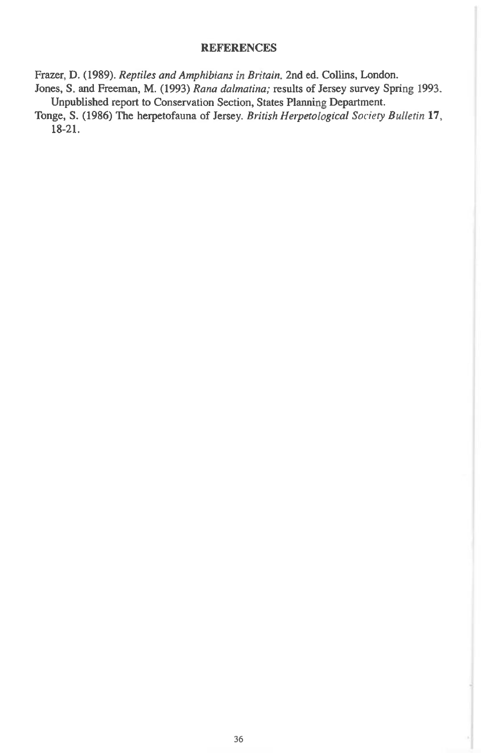## REFERENCES

Frazer, D. (1989). *Reptiles and Amphibians in Britain*. 2nd ed. Collins, London.

Jones, S. and Freeman, M. (1993) *Rana dalmatina;* results of Jersey survey Spring 1993. Unpublished report to Conservation Section, States Planning Department.

Tonge, S. (1986) The herpetofauna of Jersey. *British Herpetological Society Bulletin* **17**, 18-21.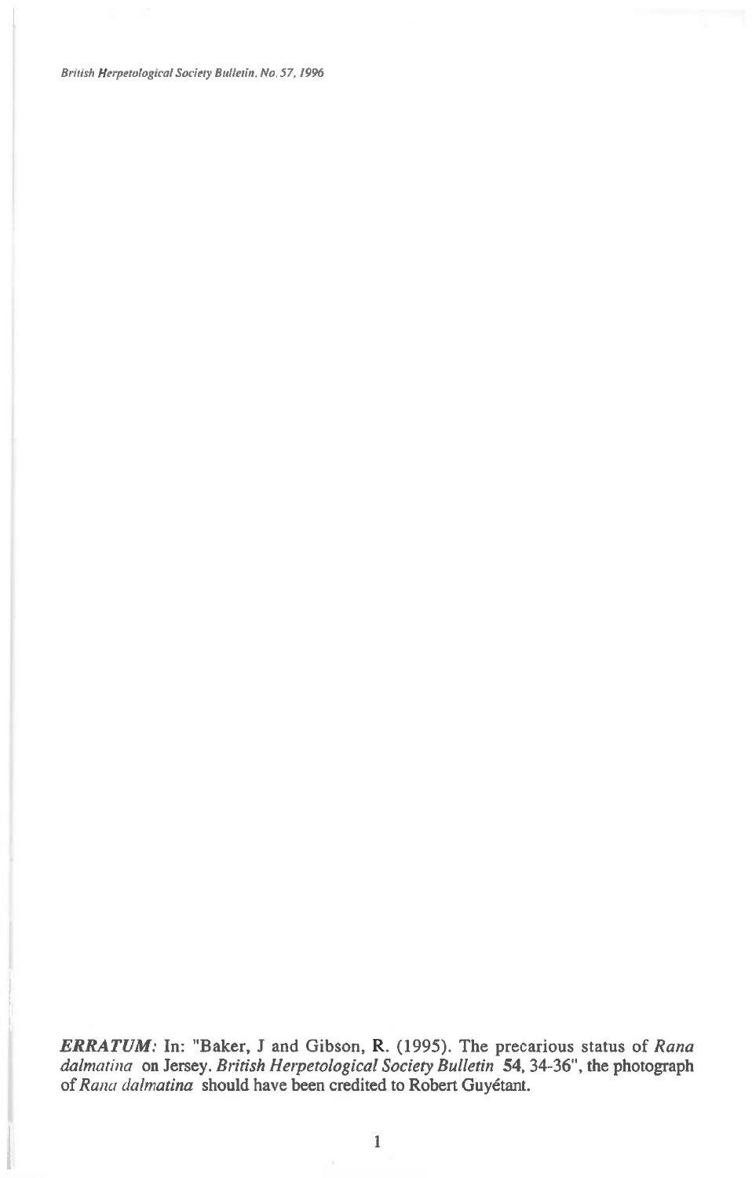***ERRATUM:*** In: "Baker, J and Gibson, R. (1995). The precarious status of *Rana dalmatina* on Jersey. *British Herpetological Society Bulletin* **54**, 34-36", the photograph of *Rana dalmatina* should have been credited to Robert Guyétant.